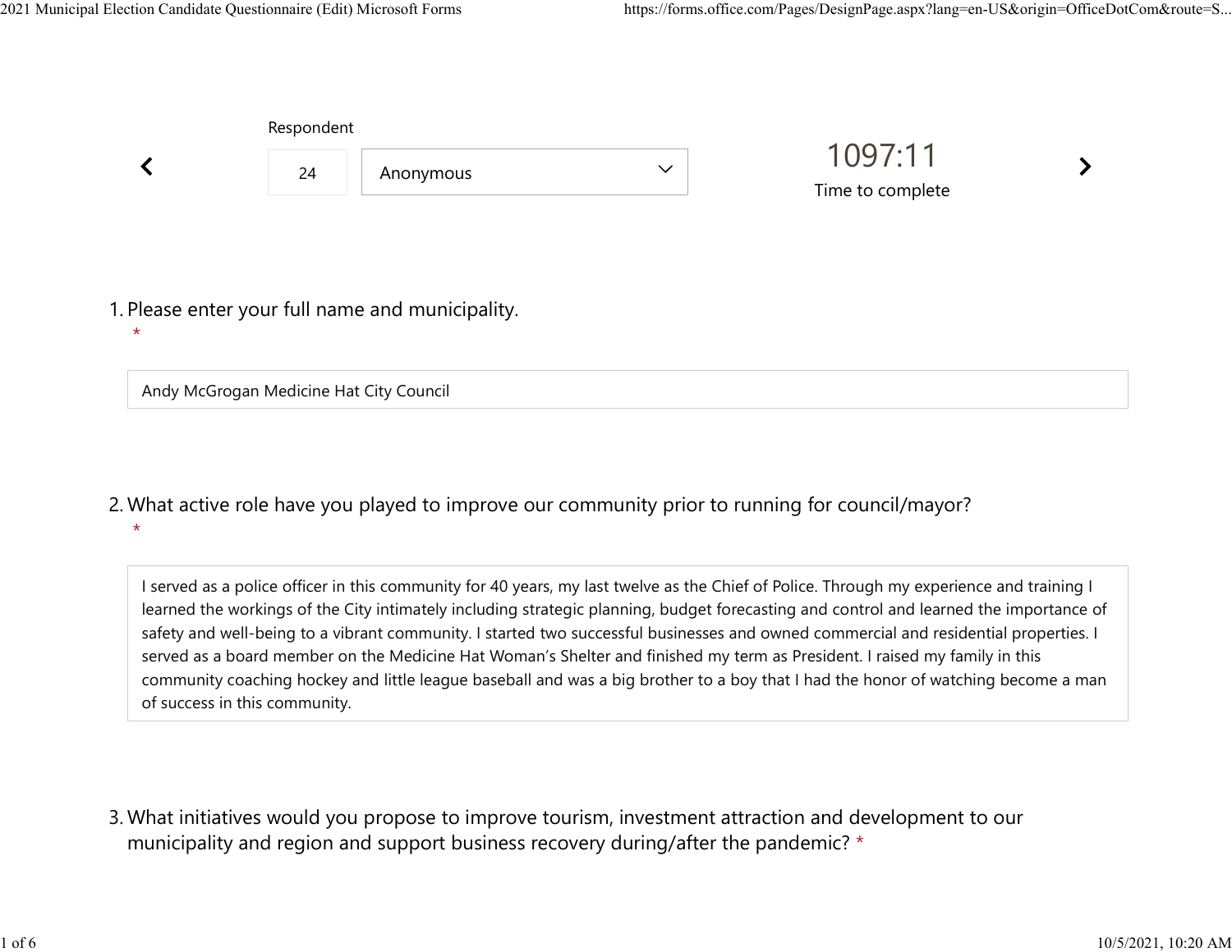Respondent

24 Anonymous

1097:11

Time to complete

1. Please enter your full name and municipality. *

Andy McGrogan Medicine Hat City Council

2. What active role have you played to improve our community prior to running for council/mayor? *

I served as a police officer in this community for 40 years, my last twelve as the Chief of Police. Through my experience and training I learned the workings of the City intimately including strategic planning, budget forecasting and control and learned the importance of safety and well-being to a vibrant community. I started two successful businesses and owned commercial and residential properties. I served as a board member on the Medicine Hat Woman's Shelter and finished my term as President. I raised my family in this community coaching hockey and little league baseball and was a big brother to a boy that I had the honor of watching become a man of success in this community.

3. What initiatives would you propose to improve tourism, investment attraction and development to our municipality and region and support business recovery during/after the pandemic? *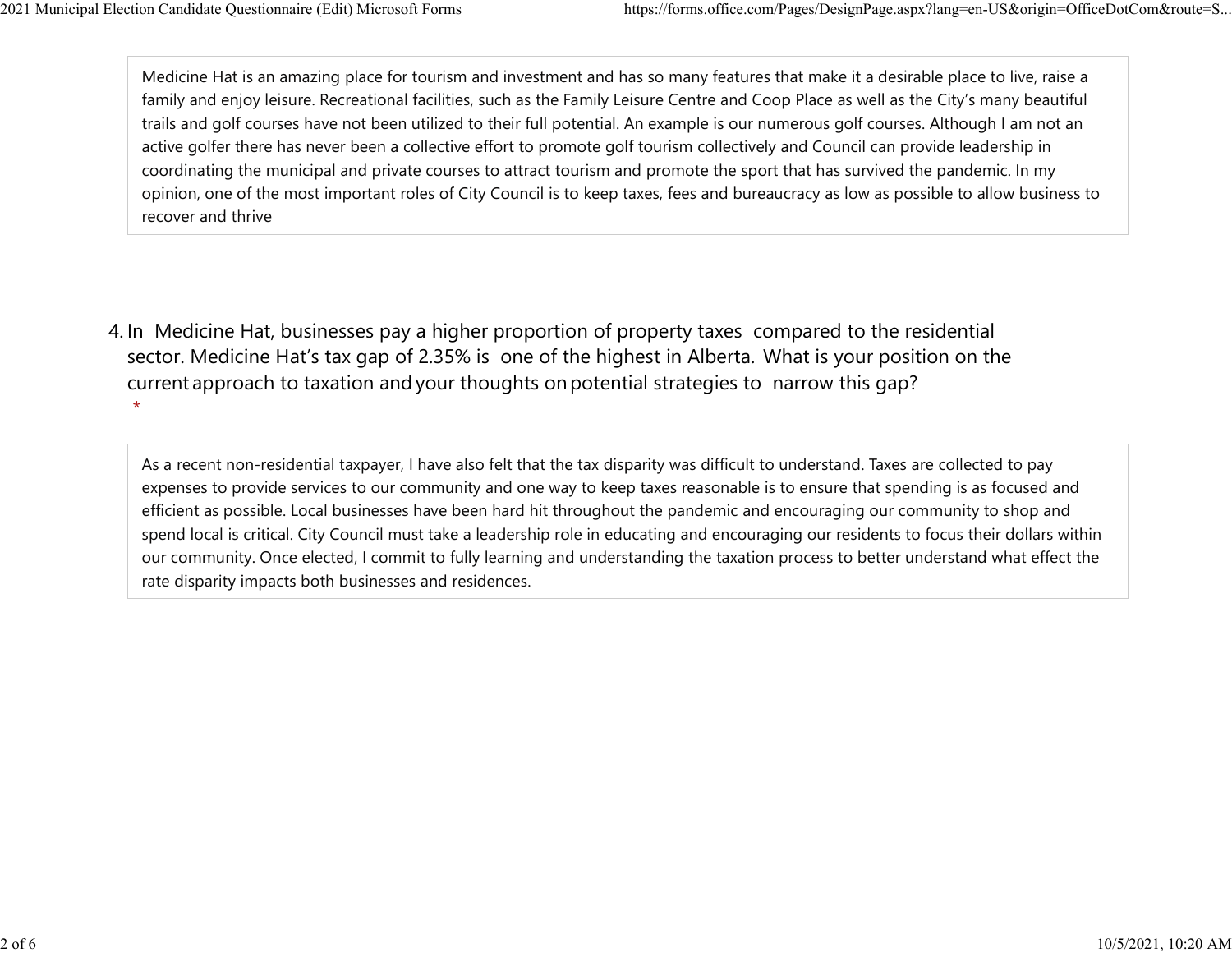Medicine Hat is an amazing place for tourism and investment and has so many features that make it a desirable place to live, raise a family and enjoy leisure. Recreational facilities, such as the Family Leisure Centre and Coop Place as well as the City's many beautiful trails and golf courses have not been utilized to their full potential. An example is our numerous golf courses. Although I am not an active golfer there has never been a collective effort to promote golf tourism collectively and Council can provide leadership in coordinating the municipal and private courses to attract tourism and promote the sport that has survived the pandemic. In my opinion, one of the most important roles of City Council is to keep taxes, fees and bureaucracy as low as possible to allow business to recover and thrive

4. In Medicine Hat, businesses pay a higher proportion of property taxes compared to the residential sector. Medicine Hat's tax gap of 2.35% is one of the highest in Alberta. What is your position on the current approach to taxation and your thoughts on potential strategies to narrow this gap? *

As a recent non-residential taxpayer, I have also felt that the tax disparity was difficult to understand. Taxes are collected to pay expenses to provide services to our community and one way to keep taxes reasonable is to ensure that spending is as focused and efficient as possible. Local businesses have been hard hit throughout the pandemic and encouraging our community to shop and spend local is critical. City Council must take a leadership role in educating and encouraging our residents to focus their dollars within our community. Once elected, I commit to fully learning and understanding the taxation process to better understand what effect the rate disparity impacts both businesses and residences.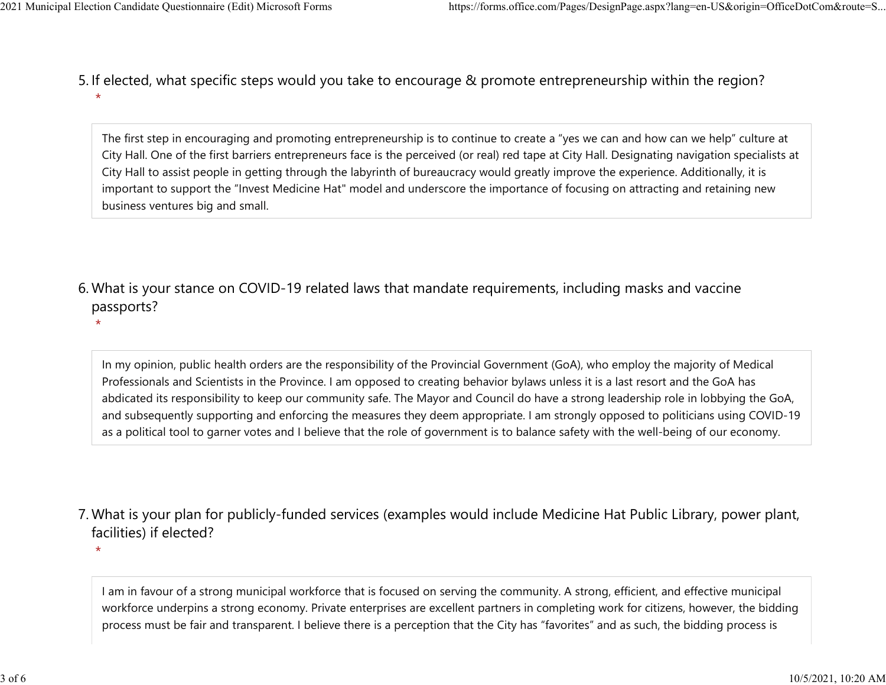5. If elected, what specific steps would you take to encourage & promote entrepreneurship within the region?
   *

The first step in encouraging and promoting entrepreneurship is to continue to create a "yes we can and how can we help" culture at City Hall. One of the first barriers entrepreneurs face is the perceived (or real) red tape at City Hall. Designating navigation specialists at City Hall to assist people in getting through the labyrinth of bureaucracy would greatly improve the experience. Additionally, it is important to support the "Invest Medicine Hat" model and underscore the importance of focusing on attracting and retaining new business ventures big and small.

6. What is your stance on COVID-19 related laws that mandate requirements, including masks and vaccine passports?
   *

In my opinion, public health orders are the responsibility of the Provincial Government (GoA), who employ the majority of Medical Professionals and Scientists in the Province. I am opposed to creating behavior bylaws unless it is a last resort and the GoA has abdicated its responsibility to keep our community safe. The Mayor and Council do have a strong leadership role in lobbying the GoA, and subsequently supporting and enforcing the measures they deem appropriate. I am strongly opposed to politicians using COVID-19 as a political tool to garner votes and I believe that the role of government is to balance safety with the well-being of our economy.

7. What is your plan for publicly-funded services (examples would include Medicine Hat Public Library, power plant, facilities) if elected?
   *

I am in favour of a strong municipal workforce that is focused on serving the community. A strong, efficient, and effective municipal workforce underpins a strong economy. Private enterprises are excellent partners in completing work for citizens, however, the bidding process must be fair and transparent. I believe there is a perception that the City has "favorites" and as such, the bidding process is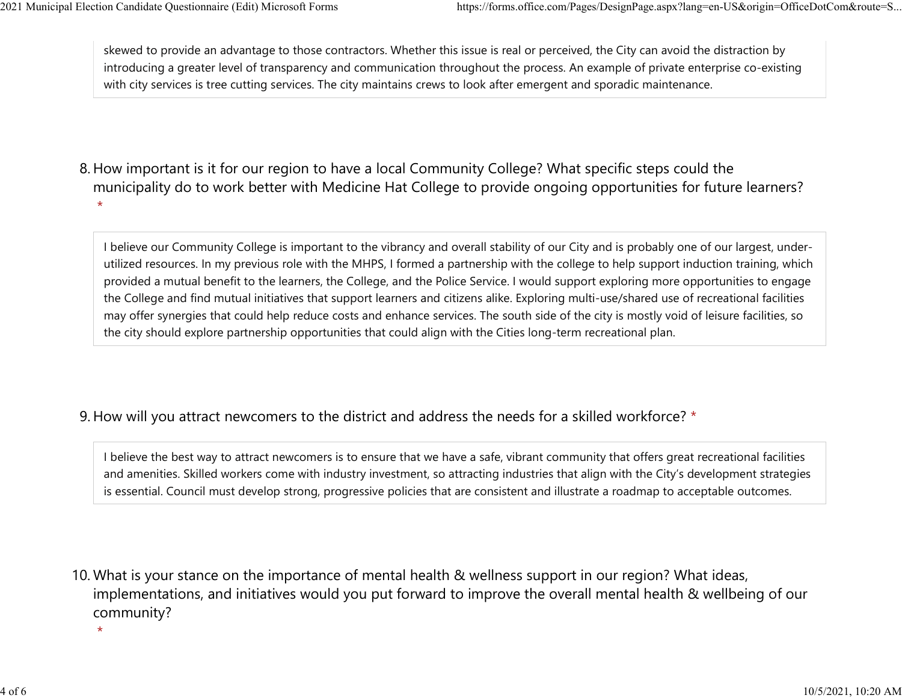skewed to provide an advantage to those contractors. Whether this issue is real or perceived, the City can avoid the distraction by introducing a greater level of transparency and communication throughout the process. An example of private enterprise co-existing with city services is tree cutting services. The city maintains crews to look after emergent and sporadic maintenance.

8. How important is it for our region to have a local Community College? What specific steps could the municipality do to work better with Medicine Hat College to provide ongoing opportunities for future learners? *

I believe our Community College is important to the vibrancy and overall stability of our City and is probably one of our largest, under-utilized resources. In my previous role with the MHPS, I formed a partnership with the college to help support induction training, which provided a mutual benefit to the learners, the College, and the Police Service. I would support exploring more opportunities to engage the College and find mutual initiatives that support learners and citizens alike. Exploring multi-use/shared use of recreational facilities may offer synergies that could help reduce costs and enhance services. The south side of the city is mostly void of leisure facilities, so the city should explore partnership opportunities that could align with the Cities long-term recreational plan.

9. How will you attract newcomers to the district and address the needs for a skilled workforce? *

I believe the best way to attract newcomers is to ensure that we have a safe, vibrant community that offers great recreational facilities and amenities. Skilled workers come with industry investment, so attracting industries that align with the City's development strategies is essential. Council must develop strong, progressive policies that are consistent and illustrate a roadmap to acceptable outcomes.

10. What is your stance on the importance of mental health & wellness support in our region? What ideas, implementations, and initiatives would you put forward to improve the overall mental health & wellbeing of our community? *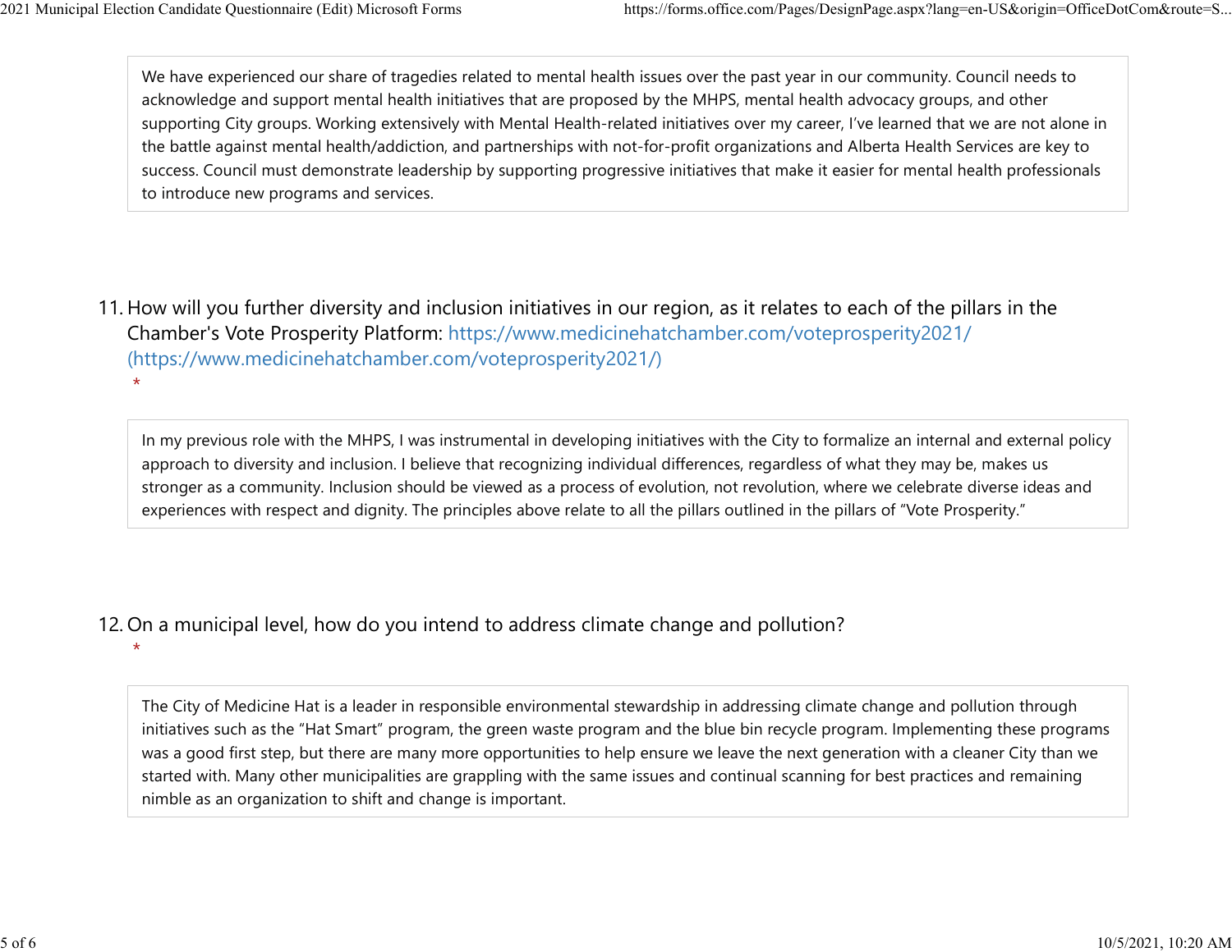We have experienced our share of tragedies related to mental health issues over the past year in our community. Council needs to acknowledge and support mental health initiatives that are proposed by the MHPS, mental health advocacy groups, and other supporting City groups. Working extensively with Mental Health-related initiatives over my career, I've learned that we are not alone in the battle against mental health/addiction, and partnerships with not-for-profit organizations and Alberta Health Services are key to success. Council must demonstrate leadership by supporting progressive initiatives that make it easier for mental health professionals to introduce new programs and services.

11. How will you further diversity and inclusion initiatives in our region, as it relates to each of the pillars in the Chamber's Vote Prosperity Platform: https://www.medicinehatchamber.com/voteprosperity2021/ (https://www.medicinehatchamber.com/voteprosperity2021/)
 *

In my previous role with the MHPS, I was instrumental in developing initiatives with the City to formalize an internal and external policy approach to diversity and inclusion. I believe that recognizing individual differences, regardless of what they may be, makes us stronger as a community. Inclusion should be viewed as a process of evolution, not revolution, where we celebrate diverse ideas and experiences with respect and dignity. The principles above relate to all the pillars outlined in the pillars of "Vote Prosperity."

12. On a municipal level, how do you intend to address climate change and pollution?
 *

The City of Medicine Hat is a leader in responsible environmental stewardship in addressing climate change and pollution through initiatives such as the "Hat Smart" program, the green waste program and the blue bin recycle program. Implementing these programs was a good first step, but there are many more opportunities to help ensure we leave the next generation with a cleaner City than we started with. Many other municipalities are grappling with the same issues and continual scanning for best practices and remaining nimble as an organization to shift and change is important.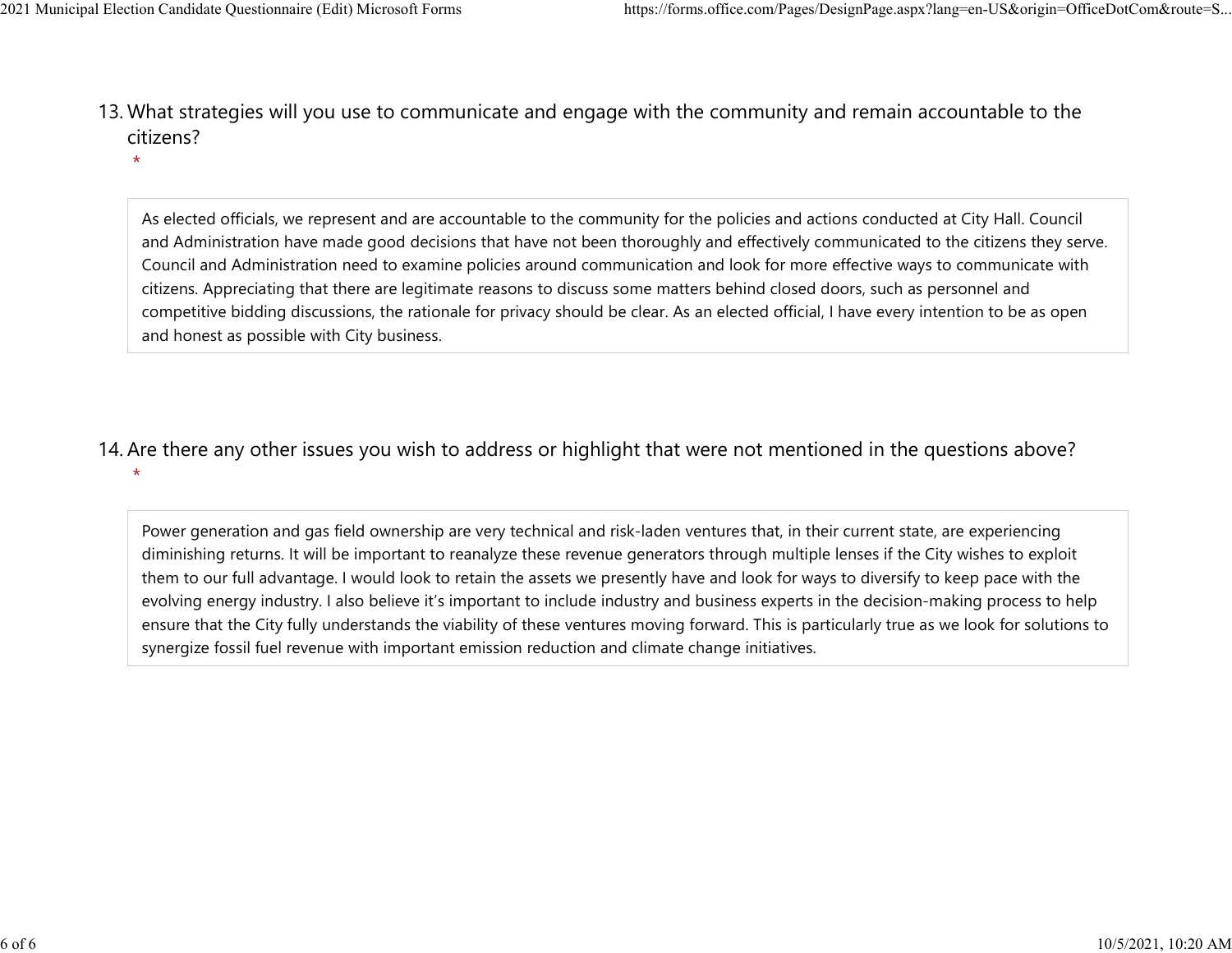13. What strategies will you use to communicate and engage with the community and remain accountable to the citizens?
   *

As elected officials, we represent and are accountable to the community for the policies and actions conducted at City Hall. Council and Administration have made good decisions that have not been thoroughly and effectively communicated to the citizens they serve. Council and Administration need to examine policies around communication and look for more effective ways to communicate with citizens. Appreciating that there are legitimate reasons to discuss some matters behind closed doors, such as personnel and competitive bidding discussions, the rationale for privacy should be clear. As an elected official, I have every intention to be as open and honest as possible with City business.

14. Are there any other issues you wish to address or highlight that were not mentioned in the questions above?
   *

Power generation and gas field ownership are very technical and risk-laden ventures that, in their current state, are experiencing diminishing returns. It will be important to reanalyze these revenue generators through multiple lenses if the City wishes to exploit them to our full advantage. I would look to retain the assets we presently have and look for ways to diversify to keep pace with the evolving energy industry. I also believe it's important to include industry and business experts in the decision-making process to help ensure that the City fully understands the viability of these ventures moving forward. This is particularly true as we look for solutions to synergize fossil fuel revenue with important emission reduction and climate change initiatives.